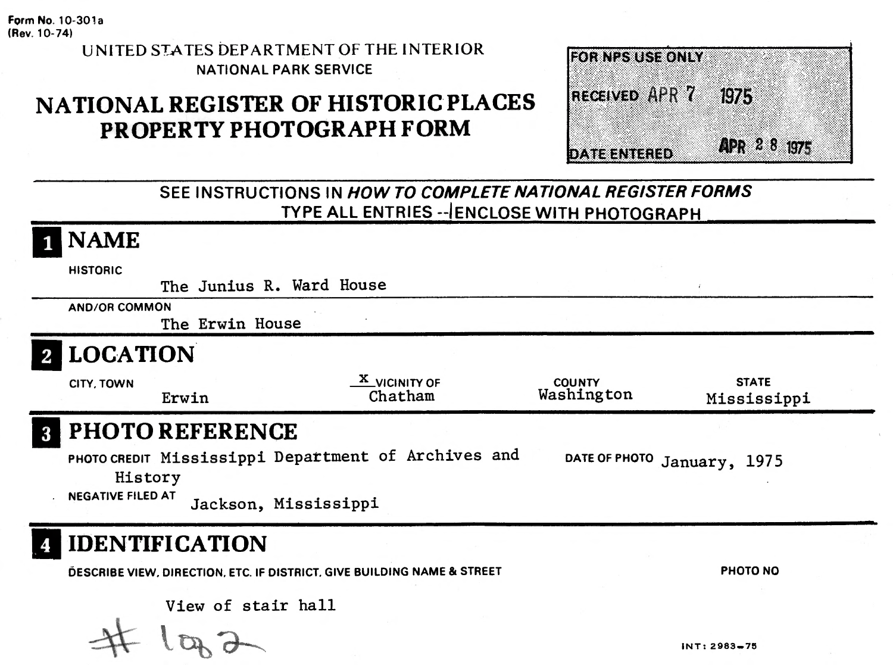Form No. 10-301a
(Rev. 10-74)

UNITED STATES DEPARTMENT OF THE INTERIOR
NATIONAL PARK SERVICE

# NATIONAL REGISTER OF HISTORIC PLACES
# PROPERTY PHOTOGRAPH FORM

| FOR NPS USE ONLY | |
| --- | --- |
| RECEIVED | APR 7 1975 |
| DATE ENTERED | APR 28 1975 |

SEE INSTRUCTIONS IN *HOW TO COMPLETE NATIONAL REGISTER FORMS*
TYPE ALL ENTRIES -- ENCLOSE WITH PHOTOGRAPH

## 1 NAME

HISTORIC
The Junius R. Ward House

AND/OR COMMON
The Erwin House

## 2 LOCATION

| CITY, TOWN | x VICINITY OF | COUNTY | STATE |
| --- | --- | --- | --- |
| Erwin | Chatham | Washington | Mississippi |

## 3 PHOTO REFERENCE

PHOTO CREDIT Mississippi Department of Archives and History

DATE OF PHOTO January, 1975

NEGATIVE FILED AT Jackson, Mississippi

## 4 IDENTIFICATION

DESCRIBE VIEW, DIRECTION, ETC. IF DISTRICT, GIVE BUILDING NAME & STREET

PHOTO NO

View of stair hall

# 1 of 2

INT: 2983-75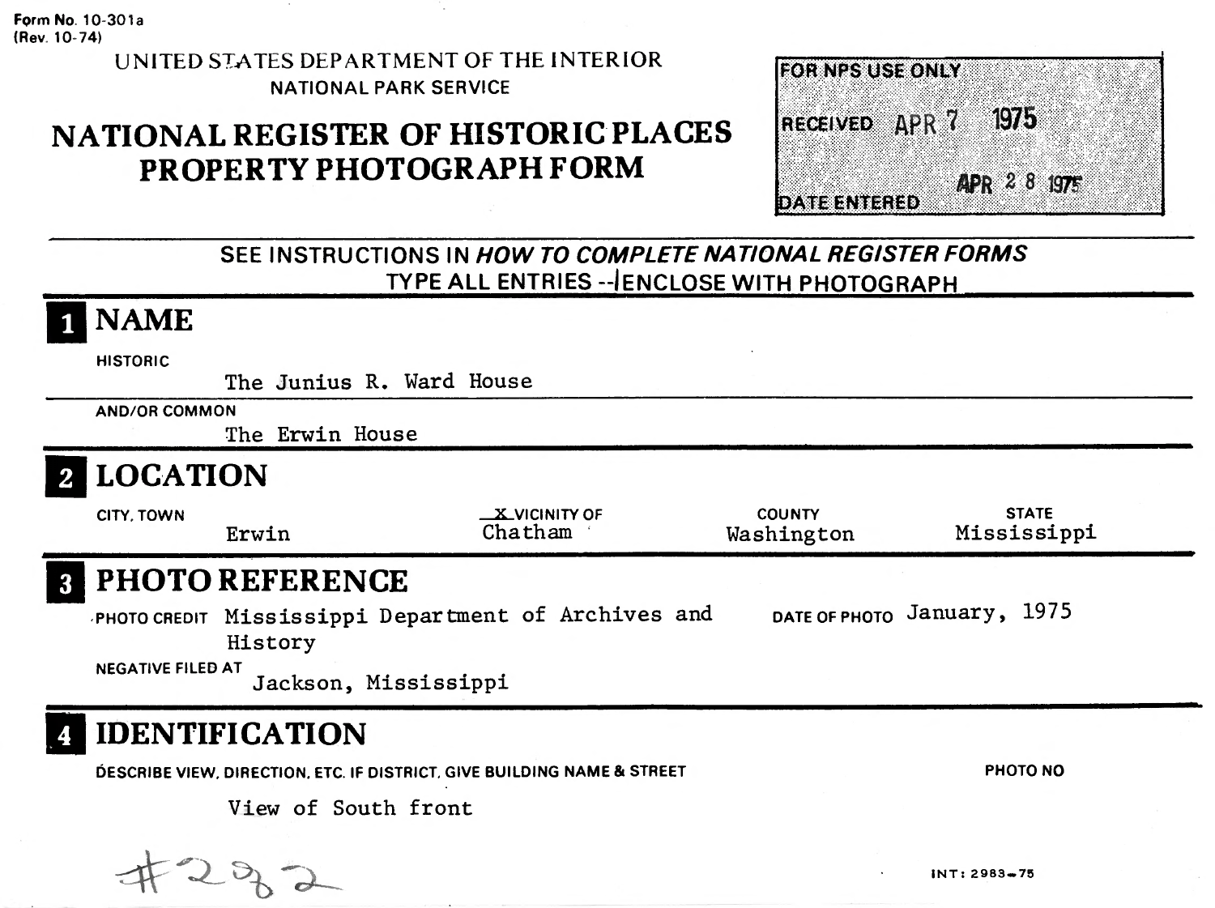Form No. 10-301a
(Rev. 10-74)

UNITED STATES DEPARTMENT OF THE INTERIOR
NATIONAL PARK SERVICE

# NATIONAL REGISTER OF HISTORIC PLACES
# PROPERTY PHOTOGRAPH FORM

FOR NPS USE ONLY
RECEIVED APR 7 1975
DATE ENTERED APR 28 1975

SEE INSTRUCTIONS IN *HOW TO COMPLETE NATIONAL REGISTER FORMS*
TYPE ALL ENTRIES -- ENCLOSE WITH PHOTOGRAPH

## 1 NAME

HISTORIC
The Junius R. Ward House

AND/OR COMMON
The Erwin House

## 2 LOCATION

CITY, TOWN
Erwin

X VICINITY OF
Chatham

COUNTY
Washington

STATE
Mississippi

## 3 PHOTO REFERENCE

PHOTO CREDIT Mississippi Department of Archives and History

DATE OF PHOTO January, 1975

NEGATIVE FILED AT Jackson, Mississippi

## 4 IDENTIFICATION

DESCRIBE VIEW, DIRECTION, ETC. IF DISTRICT, GIVE BUILDING NAME & STREET

PHOTO NO

View of South front

#282

INT: 2983-75